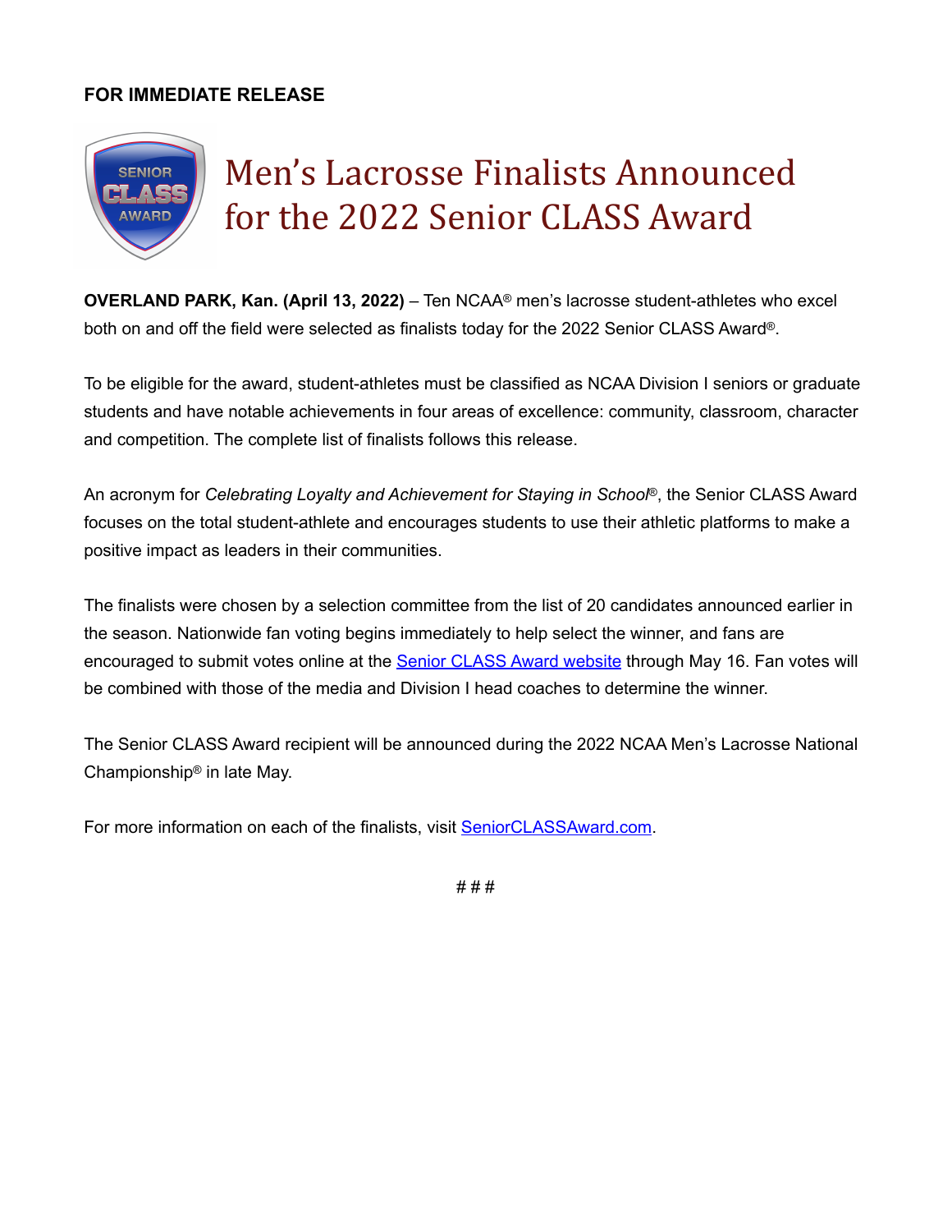**FOR IMMEDIATE RELEASE**

# Men's Lacrosse Finalists Announced for the 2022 Senior CLASS Award

**OVERLAND PARK, Kan. (April 13, 2022)** – Ten NCAA® men's lacrosse student-athletes who excel both on and off the field were selected as finalists today for the 2022 Senior CLASS Award®.

To be eligible for the award, student-athletes must be classified as NCAA Division I seniors or graduate students and have notable achievements in four areas of excellence: community, classroom, character and competition. The complete list of finalists follows this release.

An acronym for *Celebrating Loyalty and Achievement for Staying in School*®, the Senior CLASS Award focuses on the total student-athlete and encourages students to use their athletic platforms to make a positive impact as leaders in their communities.

The finalists were chosen by a selection committee from the list of 20 candidates announced earlier in the season. Nationwide fan voting begins immediately to help select the winner, and fans are encouraged to submit votes online at the Senior CLASS Award website through May 16. Fan votes will be combined with those of the media and Division I head coaches to determine the winner.

The Senior CLASS Award recipient will be announced during the 2022 NCAA Men's Lacrosse National Championship® in late May.

For more information on each of the finalists, visit SeniorCLASSAward.com.

# # #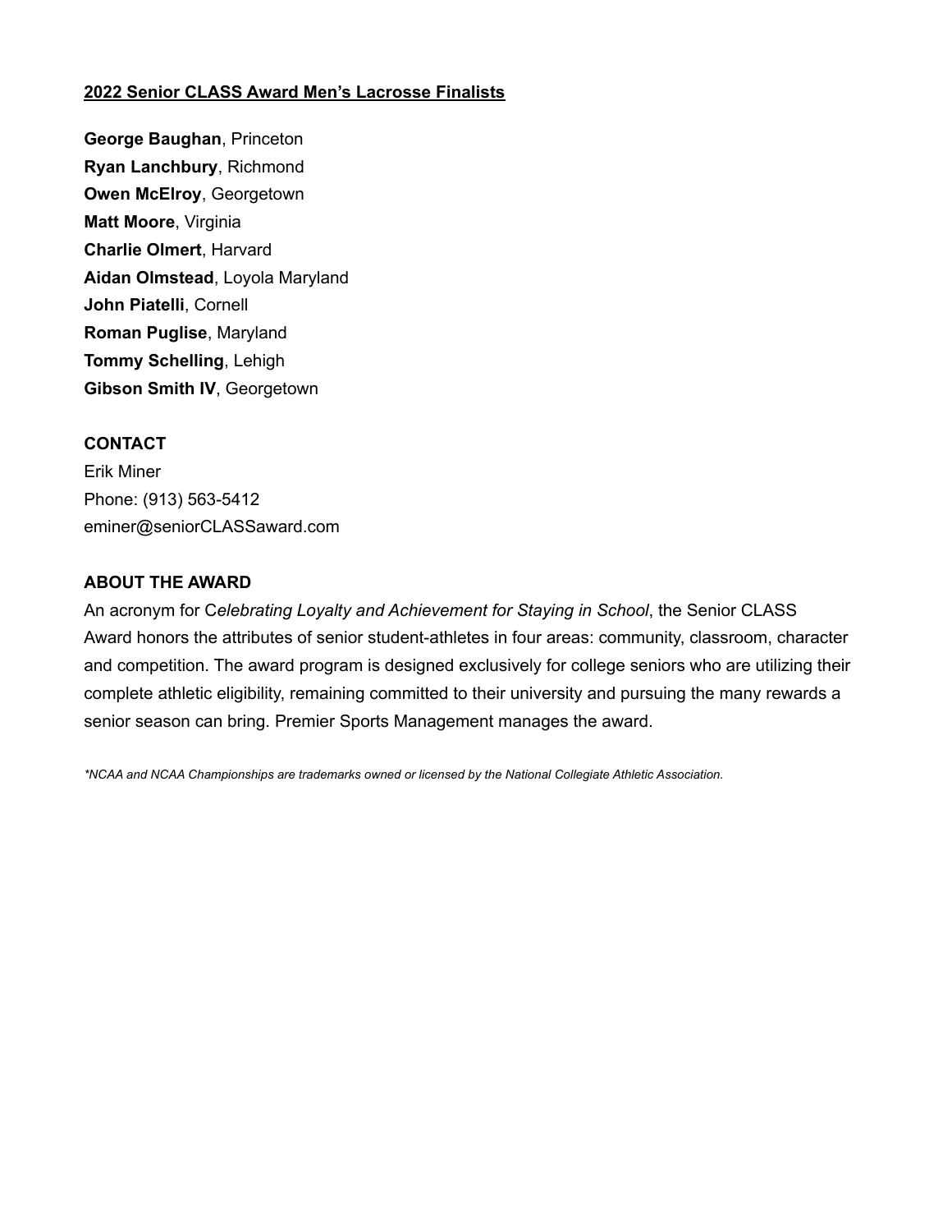**2022 Senior CLASS Award Men's Lacrosse Finalists**

**George Baughan**, Princeton
**Ryan Lanchbury**, Richmond
**Owen McElroy**, Georgetown
**Matt Moore**, Virginia
**Charlie Olmert**, Harvard
**Aidan Olmstead**, Loyola Maryland
**John Piatelli**, Cornell
**Roman Puglise**, Maryland
**Tommy Schelling**, Lehigh
**Gibson Smith IV**, Georgetown

**CONTACT**

Erik Miner
Phone: (913) 563-5412
eminer@seniorCLASSaward.com

**ABOUT THE AWARD**

An acronym for C*elebrating Loyalty and Achievement for Staying in School*, the Senior CLASS Award honors the attributes of senior student-athletes in four areas: community, classroom, character and competition. The award program is designed exclusively for college seniors who are utilizing their complete athletic eligibility, remaining committed to their university and pursuing the many rewards a senior season can bring. Premier Sports Management manages the award.

*\*NCAA and NCAA Championships are trademarks owned or licensed by the National Collegiate Athletic Association.*